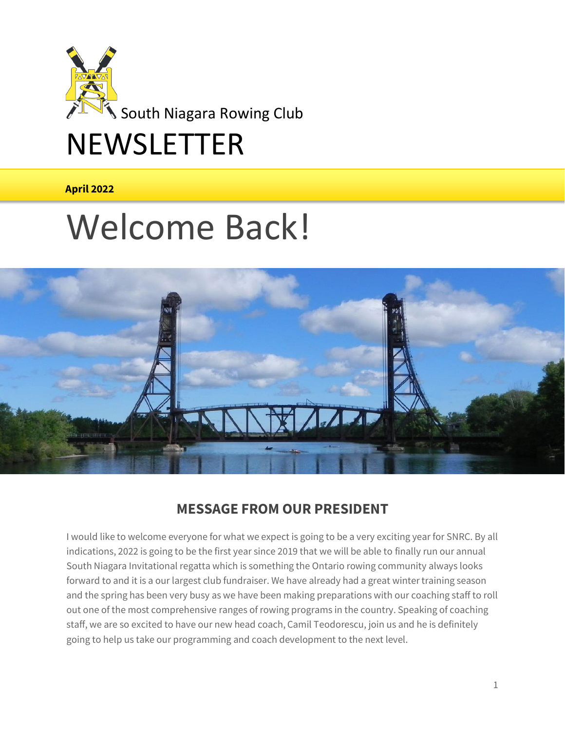South Niagara Rowing Club

# NEWSLETTER

**April 2022**

# Welcome Back!

## MESSAGE FROM OUR PRESIDENT

I would like to welcome everyone for what we expect is going to be a very exciting year for SNRC. By all indications, 2022 is going to be the first year since 2019 that we will be able to finally run our annual South Niagara Invitational regatta which is something the Ontario rowing community always looks forward to and it is a our largest club fundraiser. We have already had a great winter training season and the spring has been very busy as we have been making preparations with our coaching staff to roll out one of the most comprehensive ranges of rowing programs in the country. Speaking of coaching staff, we are so excited to have our new head coach, Camil Teodorescu, join us and he is definitely going to help us take our programming and coach development to the next level.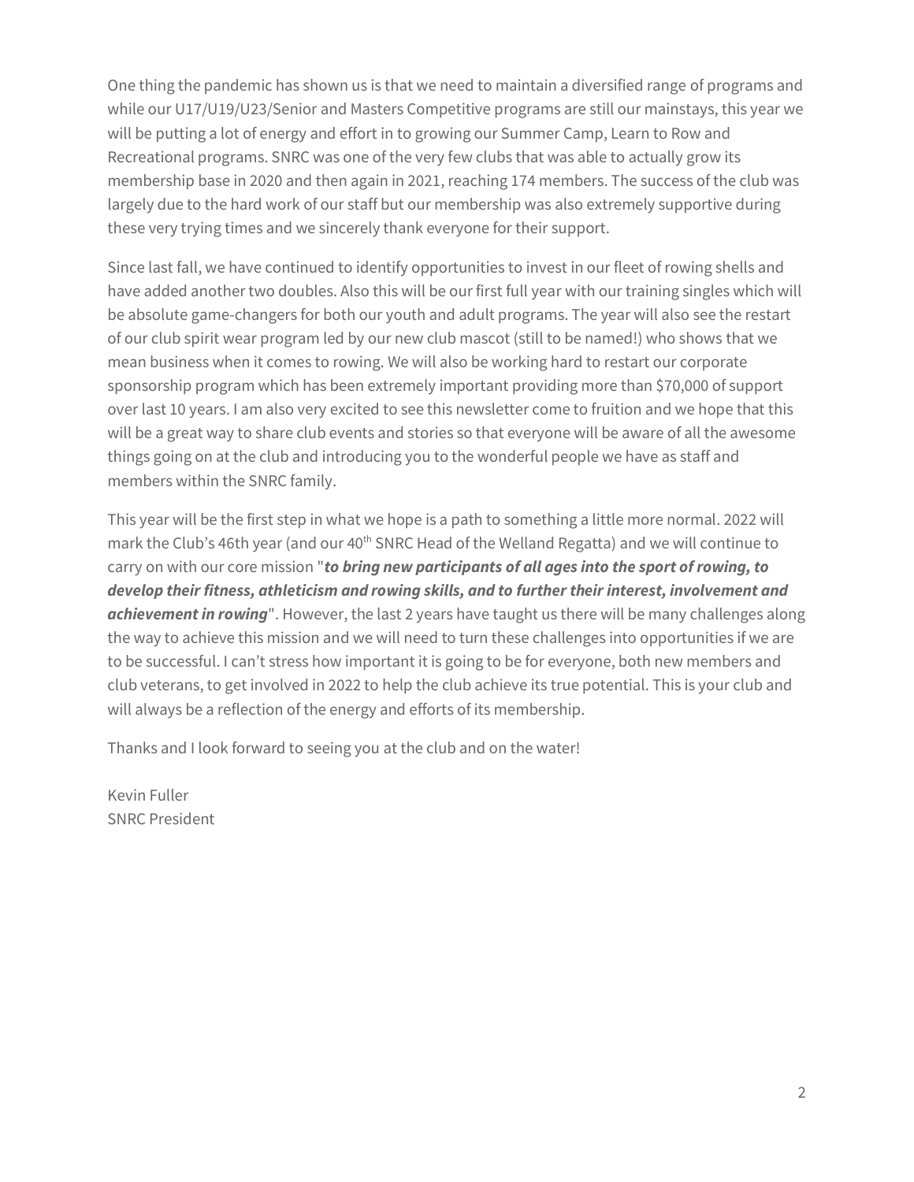One thing the pandemic has shown us is that we need to maintain a diversified range of programs and while our U17/U19/U23/Senior and Masters Competitive programs are still our mainstays, this year we will be putting a lot of energy and effort in to growing our Summer Camp, Learn to Row and Recreational programs. SNRC was one of the very few clubs that was able to actually grow its membership base in 2020 and then again in 2021, reaching 174 members. The success of the club was largely due to the hard work of our staff but our membership was also extremely supportive during these very trying times and we sincerely thank everyone for their support.

Since last fall, we have continued to identify opportunities to invest in our fleet of rowing shells and have added another two doubles. Also this will be our first full year with our training singles which will be absolute game-changers for both our youth and adult programs. The year will also see the restart of our club spirit wear program led by our new club mascot (still to be named!) who shows that we mean business when it comes to rowing. We will also be working hard to restart our corporate sponsorship program which has been extremely important providing more than $70,000 of support over last 10 years. I am also very excited to see this newsletter come to fruition and we hope that this will be a great way to share club events and stories so that everyone will be aware of all the awesome things going on at the club and introducing you to the wonderful people we have as staff and members within the SNRC family.

This year will be the first step in what we hope is a path to something a little more normal. 2022 will mark the Club's 46th year (and our 40th SNRC Head of the Welland Regatta) and we will continue to carry on with our core mission "***to bring new participants of all ages into the sport of rowing, to develop their fitness, athleticism and rowing skills, and to further their interest, involvement and achievement in rowing***". However, the last 2 years have taught us there will be many challenges along the way to achieve this mission and we will need to turn these challenges into opportunities if we are to be successful. I can't stress how important it is going to be for everyone, both new members and club veterans, to get involved in 2022 to help the club achieve its true potential. This is your club and will always be a reflection of the energy and efforts of its membership.

Thanks and I look forward to seeing you at the club and on the water!

Kevin Fuller
SNRC President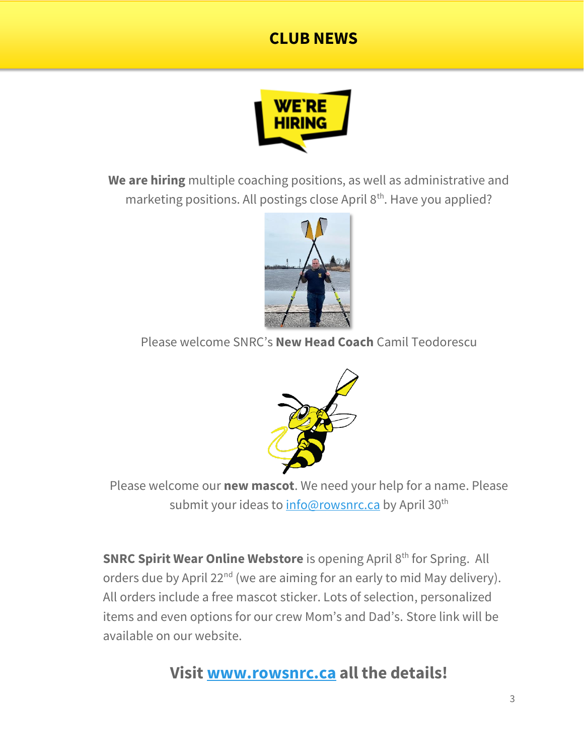# CLUB NEWS

**We are hiring** multiple coaching positions, as well as administrative and marketing positions. All postings close April 8th. Have you applied?

Please welcome SNRC's **New Head Coach** Camil Teodorescu

Please welcome our **new mascot**. We need your help for a name. Please submit your ideas to info@rowsnrc.ca by April 30th

**SNRC Spirit Wear Online Webstore** is opening April 8th for Spring. All orders due by April 22nd (we are aiming for an early to mid May delivery). All orders include a free mascot sticker. Lots of selection, personalized items and even options for our crew Mom's and Dad's. Store link will be available on our website.

## Visit www.rowsnrc.ca all the details!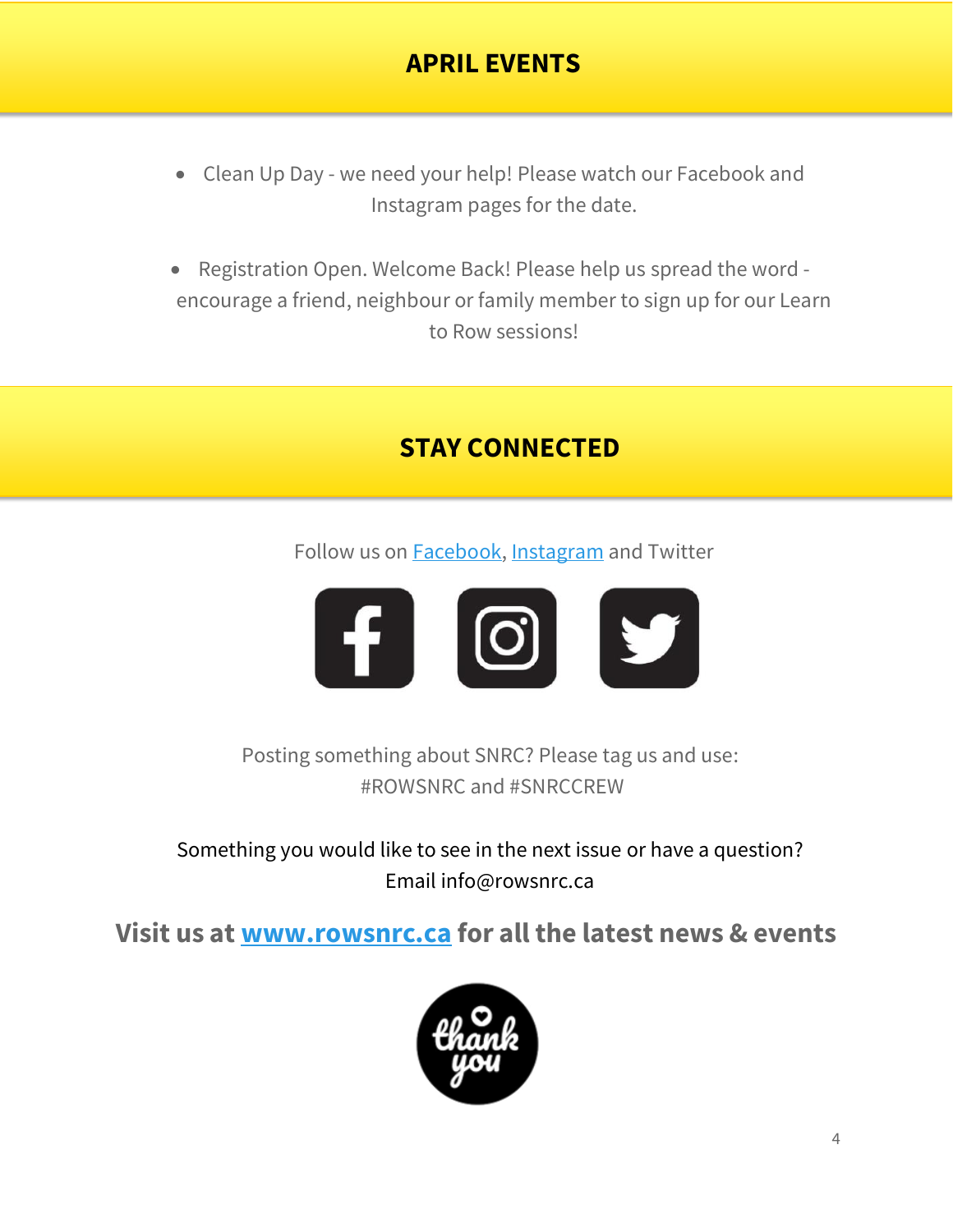## APRIL EVENTS

- Clean Up Day - we need your help! Please watch our Facebook and Instagram pages for the date.
- Registration Open. Welcome Back! Please help us spread the word - encourage a friend, neighbour or family member to sign up for our Learn to Row sessions!

## STAY CONNECTED

Follow us on [Facebook](), [Instagram]() and Twitter

Posting something about SNRC? Please tag us and use: #ROWSNRC and #SNRCCREW

Something you would like to see in the next issue or have a question? Email info@rowsnrc.ca

**Visit us at [www.rowsnrc.ca](http://www.rowsnrc.ca) for all the latest news & events**